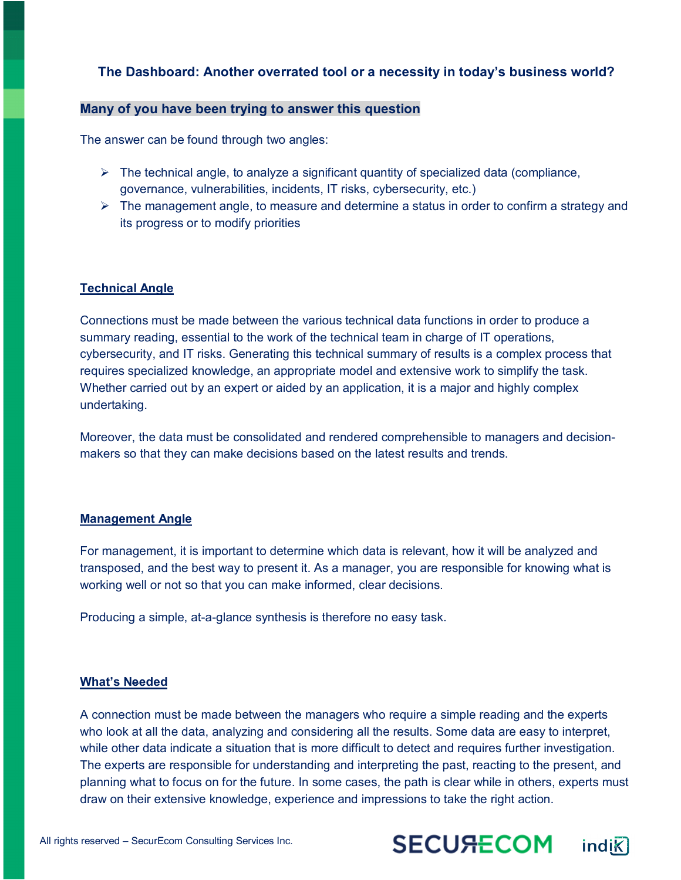# The Dashboard: Another overrated tool or a necessity in today's business world?

## Many of you have been trying to answer this question

The answer can be found through two angles:

- The technical angle, to analyze a significant quantity of specialized data (compliance, governance, vulnerabilities, incidents, IT risks, cybersecurity, etc.)
- The management angle, to measure and determine a status in order to confirm a strategy and its progress or to modify priorities

## Technical Angle

Connections must be made between the various technical data functions in order to produce a summary reading, essential to the work of the technical team in charge of IT operations, cybersecurity, and IT risks. Generating this technical summary of results is a complex process that requires specialized knowledge, an appropriate model and extensive work to simplify the task. Whether carried out by an expert or aided by an application, it is a major and highly complex undertaking.

Moreover, the data must be consolidated and rendered comprehensible to managers and decision-makers so that they can make decisions based on the latest results and trends.

## Management Angle

For management, it is important to determine which data is relevant, how it will be analyzed and transposed, and the best way to present it. As a manager, you are responsible for knowing what is working well or not so that you can make informed, clear decisions.

Producing a simple, at-a-glance synthesis is therefore no easy task.

## What's Needed

A connection must be made between the managers who require a simple reading and the experts who look at all the data, analyzing and considering all the results. Some data are easy to interpret, while other data indicate a situation that is more difficult to detect and requires further investigation. The experts are responsible for understanding and interpreting the past, reacting to the present, and planning what to focus on for the future. In some cases, the path is clear while in others, experts must draw on their extensive knowledge, experience and impressions to take the right action.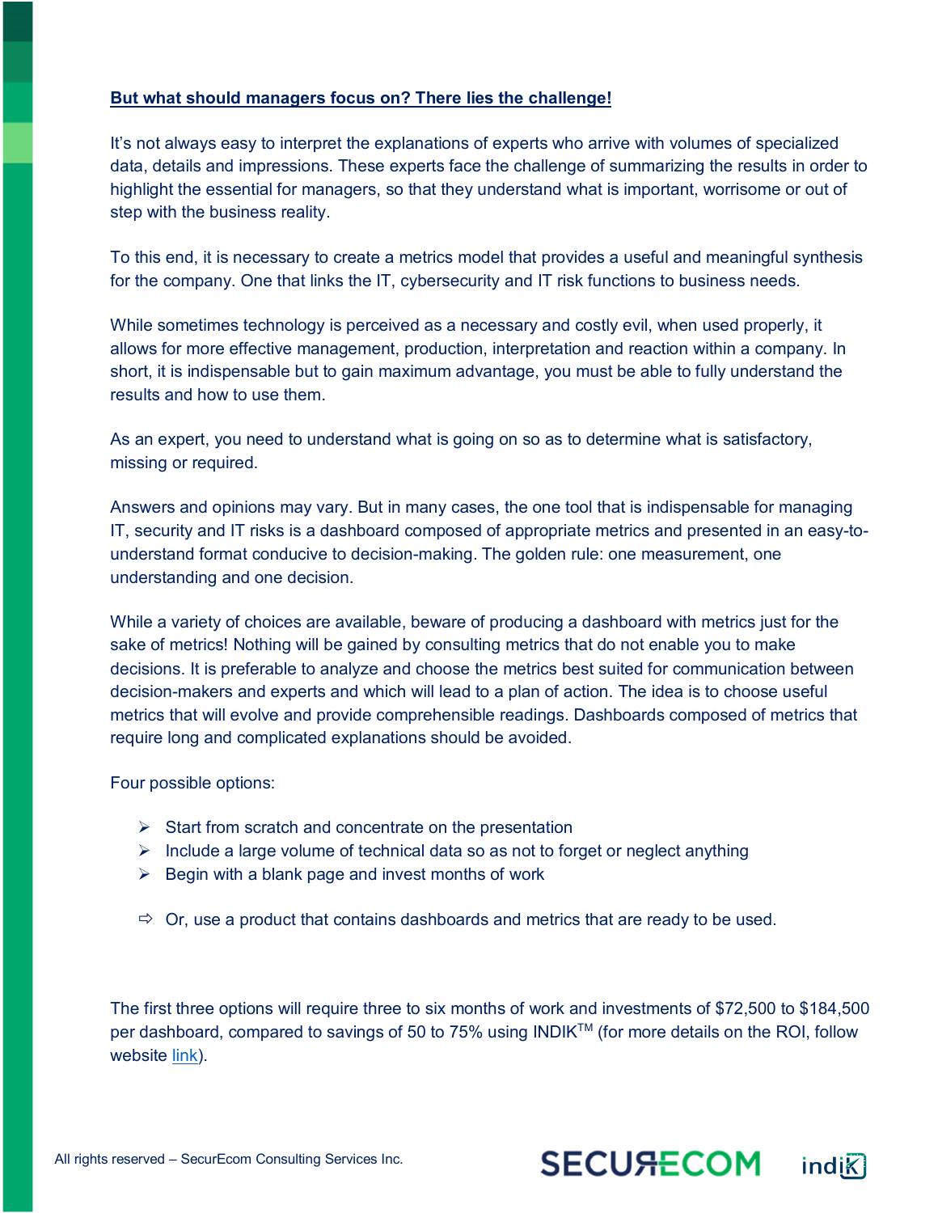**But what should managers focus on? There lies the challenge!**

It's not always easy to interpret the explanations of experts who arrive with volumes of specialized data, details and impressions. These experts face the challenge of summarizing the results in order to highlight the essential for managers, so that they understand what is important, worrisome or out of step with the business reality.

To this end, it is necessary to create a metrics model that provides a useful and meaningful synthesis for the company. One that links the IT, cybersecurity and IT risk functions to business needs.

While sometimes technology is perceived as a necessary and costly evil, when used properly, it allows for more effective management, production, interpretation and reaction within a company. In short, it is indispensable but to gain maximum advantage, you must be able to fully understand the results and how to use them.

As an expert, you need to understand what is going on so as to determine what is satisfactory, missing or required.

Answers and opinions may vary. But in many cases, the one tool that is indispensable for managing IT, security and IT risks is a dashboard composed of appropriate metrics and presented in an easy-to-understand format conducive to decision-making. The golden rule: one measurement, one understanding and one decision.

While a variety of choices are available, beware of producing a dashboard with metrics just for the sake of metrics! Nothing will be gained by consulting metrics that do not enable you to make decisions. It is preferable to analyze and choose the metrics best suited for communication between decision-makers and experts and which will lead to a plan of action. The idea is to choose useful metrics that will evolve and provide comprehensible readings. Dashboards composed of metrics that require long and complicated explanations should be avoided.

Four possible options:

- Start from scratch and concentrate on the presentation
- Include a large volume of technical data so as not to forget or neglect anything
- Begin with a blank page and invest months of work

- ⇨ Or, use a product that contains dashboards and metrics that are ready to be used.

The first three options will require three to six months of work and investments of $72,500 to $184,500 per dashboard, compared to savings of 50 to 75% using INDIK™ (for more details on the ROI, follow website link).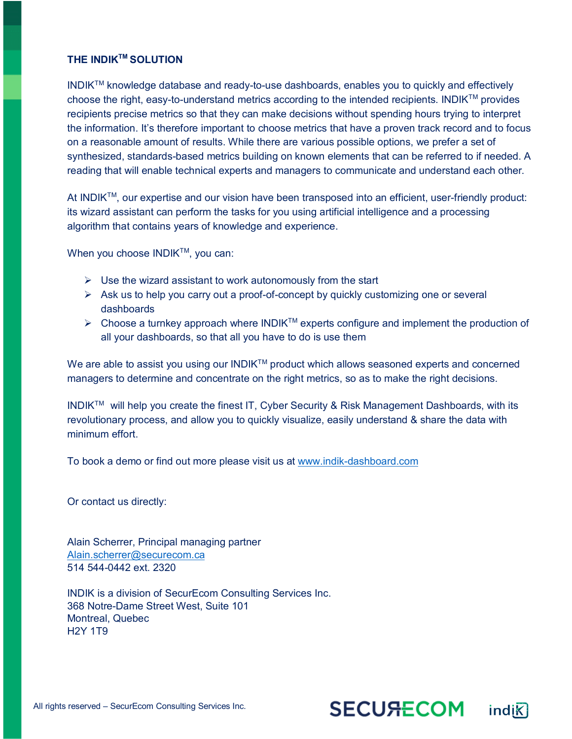## THE INDIK™ SOLUTION

INDIK™ knowledge database and ready-to-use dashboards, enables you to quickly and effectively choose the right, easy-to-understand metrics according to the intended recipients. INDIK™ provides recipients precise metrics so that they can make decisions without spending hours trying to interpret the information. It's therefore important to choose metrics that have a proven track record and to focus on a reasonable amount of results. While there are various possible options, we prefer a set of synthesized, standards-based metrics building on known elements that can be referred to if needed. A reading that will enable technical experts and managers to communicate and understand each other.

At INDIK™, our expertise and our vision have been transposed into an efficient, user-friendly product: its wizard assistant can perform the tasks for you using artificial intelligence and a processing algorithm that contains years of knowledge and experience.

When you choose INDIK™, you can:

- Use the wizard assistant to work autonomously from the start
- Ask us to help you carry out a proof-of-concept by quickly customizing one or several dashboards
- Choose a turnkey approach where INDIK™ experts configure and implement the production of all your dashboards, so that all you have to do is use them

We are able to assist you using our INDIK™ product which allows seasoned experts and concerned managers to determine and concentrate on the right metrics, so as to make the right decisions.

INDIK™ will help you create the finest IT, Cyber Security & Risk Management Dashboards, with its revolutionary process, and allow you to quickly visualize, easily understand & share the data with minimum effort.

To book a demo or find out more please visit us at [www.indik-dashboard.com](http://www.indik-dashboard.com)

Or contact us directly:

Alain Scherrer, Principal managing partner
[Alain.scherrer@securecom.ca](mailto:Alain.scherrer@securecom.ca)
514 544-0442 ext. 2320

INDIK is a division of SecurEcom Consulting Services Inc.
368 Notre-Dame Street West, Suite 101
Montreal, Quebec
H2Y 1T9

All rights reserved – SecurEcom Consulting Services Inc.